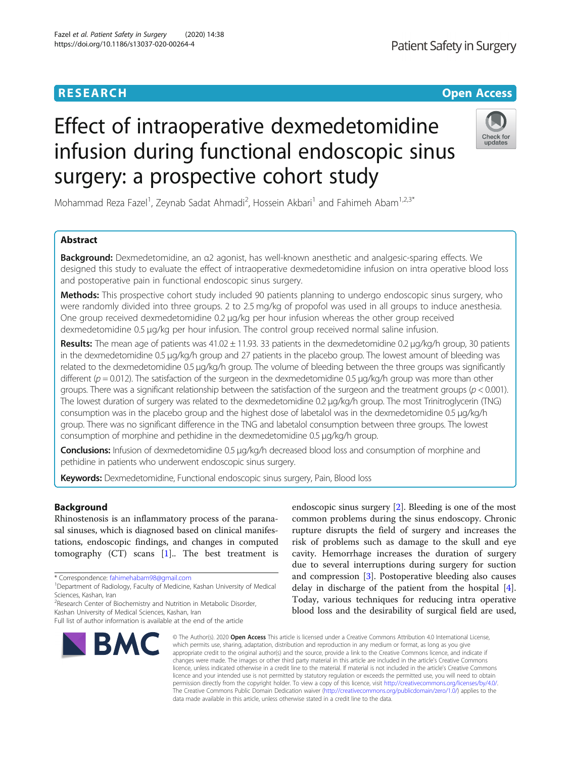RESEARCH

Open Access

# Effect of intraoperative dexmedetomidine infusion during functional endoscopic sinus surgery: a prospective cohort study

Mohammad Reza Fazel[1], Zeynab Sadat Ahmadi[2], Hossein Akbari[1] and Fahimeh Abam[1,2,3*]

## Abstract

**Background:** Dexmedetomidine, an α2 agonist, has well-known anesthetic and analgesic-sparing effects. We designed this study to evaluate the effect of intraoperative dexmedetomidine infusion on intra operative blood loss and postoperative pain in functional endoscopic sinus surgery.

**Methods:** This prospective cohort study included 90 patients planning to undergo endoscopic sinus surgery, who were randomly divided into three groups. 2 to 2.5 mg/kg of propofol was used in all groups to induce anesthesia. One group received dexmedetomidine 0.2 μg/kg per hour infusion whereas the other group received dexmedetomidine 0.5 μg/kg per hour infusion. The control group received normal saline infusion.

**Results:** The mean age of patients was 41.02 ± 11.93. 33 patients in the dexmedetomidine 0.2 μg/kg/h group, 30 patients in the dexmedetomidine 0.5 μg/kg/h group and 27 patients in the placebo group. The lowest amount of bleeding was related to the dexmedetomidine 0.5 μg/kg/h group. The volume of bleeding between the three groups was significantly different ($p = 0.012$). The satisfaction of the surgeon in the dexmedetomidine 0.5 μg/kg/h group was more than other groups. There was a significant relationship between the satisfaction of the surgeon and the treatment groups ($p < 0.001$). The lowest duration of surgery was related to the dexmedetomidine 0.2 μg/kg/h group. The most Trinitroglycerin (TNG) consumption was in the placebo group and the highest dose of labetalol was in the dexmedetomidine 0.5 μg/kg/h group. There was no significant difference in the TNG and labetalol consumption between three groups. The lowest consumption of morphine and pethidine in the dexmedetomidine 0.5 μg/kg/h group.

**Conclusions:** Infusion of dexmedetomidine 0.5 μg/kg/h decreased blood loss and consumption of morphine and pethidine in patients who underwent endoscopic sinus surgery.

**Keywords:** Dexmedetomidine, Functional endoscopic sinus surgery, Pain, Blood loss

## Background

Rhinostenosis is an inflammatory process of the paranasal sinuses, which is diagnosed based on clinical manifestations, endoscopic findings, and changes in computed tomography (CT) scans [1].. The best treatment is endoscopic sinus surgery [2]. Bleeding is one of the most common problems during the sinus endoscopy. Chronic rupture disrupts the field of surgery and increases the risk of problems such as damage to the skull and eye cavity. Hemorrhage increases the duration of surgery due to several interruptions during surgery for suction and compression [3]. Postoperative bleeding also causes delay in discharge of the patient from the hospital [4]. Today, various techniques for reducing intra operative blood loss and the desirability of surgical field are used,

* Correspondence: fahimehabam98@gmail.com
[1]Department of Radiology, Faculty of Medicine, Kashan University of Medical Sciences, Kashan, Iran
[2]Research Center of Biochemistry and Nutrition in Metabolic Disorder, Kashan University of Medical Sciences, Kashan, Iran
Full list of author information is available at the end of the article

© The Author(s). 2020 **Open Access** This article is licensed under a Creative Commons Attribution 4.0 International License, which permits use, sharing, adaptation, distribution and reproduction in any medium or format, as long as you give appropriate credit to the original author(s) and the source, provide a link to the Creative Commons licence, and indicate if changes were made. The images or other third party material in this article are included in the article's Creative Commons licence, unless indicated otherwise in a credit line to the material. If material is not included in the article's Creative Commons licence and your intended use is not permitted by statutory regulation or exceeds the permitted use, you will need to obtain permission directly from the copyright holder. To view a copy of this licence, visit http://creativecommons.org/licenses/by/4.0/. The Creative Commons Public Domain Dedication waiver (http://creativecommons.org/publicdomain/zero/1.0/) applies to the data made available in this article, unless otherwise stated in a credit line to the data.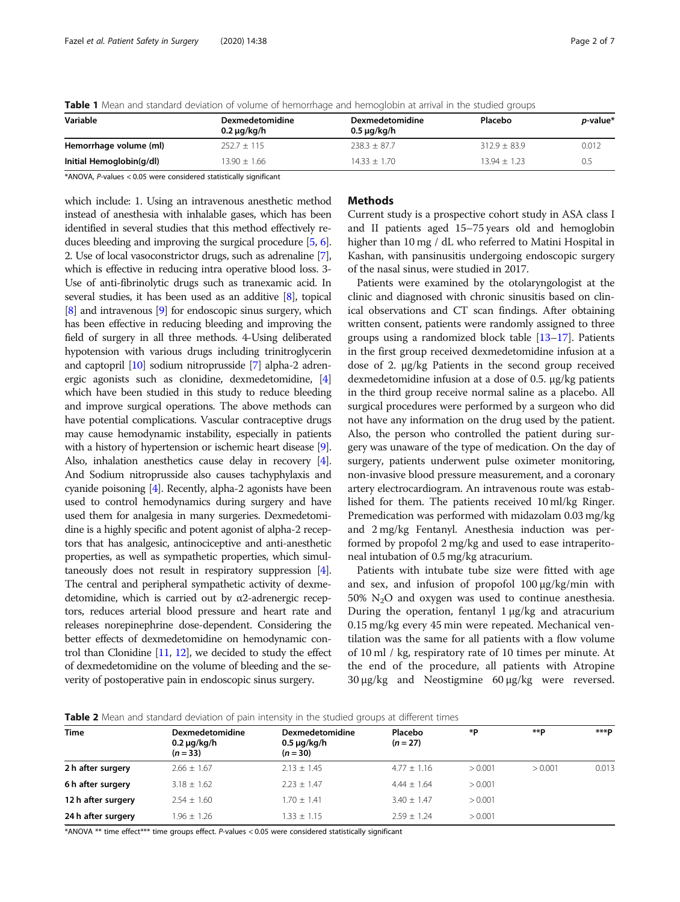**Table 1** Mean and standard deviation of volume of hemorrhage and hemoglobin at arrival in the studied groups

| Variable | Dexmedetomidine 0.2 μg/kg/h | Dexmedetomidine 0.5 μg/kg/h | Placebo | *p*-value* |
|---|---|---|---|---|
| **Hemorrhage volume (ml)** | 252.7 ± 115 | 238.3 ± 87.7 | 312.9 ± 83.9 | 0.012 |
| **Initial Hemoglobin(g/dl)** | 13.90 ± 1.66 | 14.33 ± 1.70 | 13.94 ± 1.23 | 0.5 |

*ANOVA, *P*-values < 0.05 were considered statistically significant

which include: 1. Using an intravenous anesthetic method instead of anesthesia with inhalable gases, which has been identified in several studies that this method effectively reduces bleeding and improving the surgical procedure [5, 6]. 2. Use of local vasoconstrictor drugs, such as adrenaline [7], which is effective in reducing intra operative blood loss. 3- Use of anti-fibrinolytic drugs such as tranexamic acid. In several studies, it has been used as an additive [8], topical [8] and intravenous [9] for endoscopic sinus surgery, which has been effective in reducing bleeding and improving the field of surgery in all three methods. 4-Using deliberated hypotension with various drugs including trinitroglycerin and captopril [10] sodium nitroprusside [7] alpha-2 adrenergic agonists such as clonidine, dexmedetomidine, [4] which have been studied in this study to reduce bleeding and improve surgical operations. The above methods can have potential complications. Vascular contraceptive drugs may cause hemodynamic instability, especially in patients with a history of hypertension or ischemic heart disease [9]. Also, inhalation anesthetics cause delay in recovery [4]. And Sodium nitroprusside also causes tachyphylaxis and cyanide poisoning [4]. Recently, alpha-2 agonists have been used to control hemodynamics during surgery and have used them for analgesia in many surgeries. Dexmedetomidine is a highly specific and potent agonist of alpha-2 receptors that has analgesic, antinociceptive and anti-anesthetic properties, as well as sympathetic properties, which simultaneously does not result in respiratory suppression [4]. The central and peripheral sympathetic activity of dexmedetomidine, which is carried out by α2-adrenergic receptors, reduces arterial blood pressure and heart rate and releases norepinephrine dose-dependent. Considering the better effects of dexmedetomidine on hemodynamic control than Clonidine [11, 12], we decided to study the effect of dexmedetomidine on the volume of bleeding and the severity of postoperative pain in endoscopic sinus surgery.

## Methods

Current study is a prospective cohort study in ASA class I and II patients aged 15–75 years old and hemoglobin higher than 10 mg / dL who referred to Matini Hospital in Kashan, with pansinusitis undergoing endoscopic surgery of the nasal sinus, were studied in 2017.

Patients were examined by the otolaryngologist at the clinic and diagnosed with chronic sinusitis based on clinical observations and CT scan findings. After obtaining written consent, patients were randomly assigned to three groups using a randomized block table [13–17]. Patients in the first group received dexmedetomidine infusion at a dose of 2. μg/kg Patients in the second group received dexmedetomidine infusion at a dose of 0.5. μg/kg patients in the third group receive normal saline as a placebo. All surgical procedures were performed by a surgeon who did not have any information on the drug used by the patient. Also, the person who controlled the patient during surgery was unaware of the type of medication. On the day of surgery, patients underwent pulse oximeter monitoring, non-invasive blood pressure measurement, and a coronary artery electrocardiogram. An intravenous route was established for them. The patients received 10 ml/kg Ringer. Premedication was performed with midazolam 0.03 mg/kg and 2 mg/kg Fentanyl. Anesthesia induction was performed by propofol 2 mg/kg and used to ease intraperitoneal intubation of 0.5 mg/kg atracurium.

Patients with intubate tube size were fitted with age and sex, and infusion of propofol 100 μg/kg/min with 50% $N_2O$ and oxygen was used to continue anesthesia. During the operation, fentanyl 1 μg/kg and atracurium 0.15 mg/kg every 45 min were repeated. Mechanical ventilation was the same for all patients with a flow volume of 10 ml / kg, respiratory rate of 10 times per minute. At the end of the procedure, all patients with Atropine 30 μg/kg and Neostigmine 60 μg/kg were reversed.

**Table 2** Mean and standard deviation of pain intensity in the studied groups at different times

| Time | Dexmedetomidine 0.2 μg/kg/h (*n* = 33) | Dexmedetomidine 0.5 μg/kg/h (*n* = 30) | Placebo (*n* = 27) | *P | **P | ***P |
|---|---|---|---|---|---|---|
| **2 h after surgery** | 2.66 ± 1.67 | 2.13 ± 1.45 | 4.77 ± 1.16 | > 0.001 | > 0.001 | 0.013 |
| **6 h after surgery** | 3.18 ± 1.62 | 2.23 ± 1.47 | 4.44 ± 1.64 | > 0.001 | | |
| **12 h after surgery** | 2.54 ± 1.60 | 1.70 ± 1.41 | 3.40 ± 1.47 | > 0.001 | | |
| **24 h after surgery** | 1.96 ± 1.26 | 1.33 ± 1.15 | 2.59 ± 1.24 | > 0.001 | | |

*ANOVA ** time effect*** time groups effect. *P*-values < 0.05 were considered statistically significant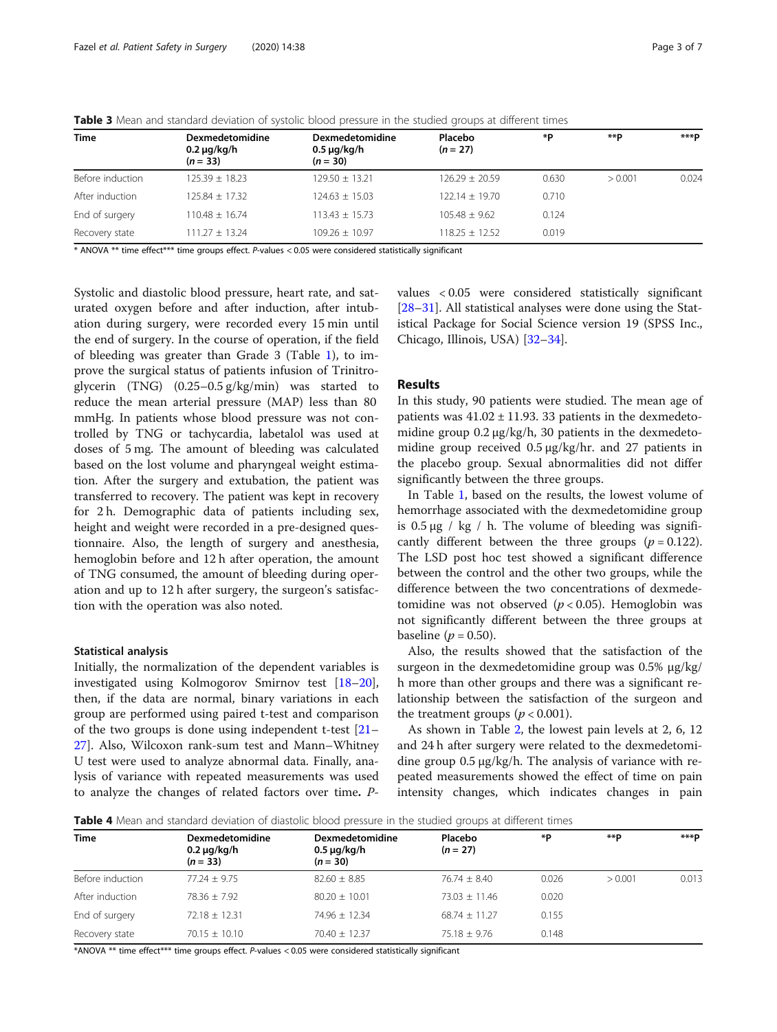**Table 3** Mean and standard deviation of systolic blood pressure in the studied groups at different times

| Time | Dexmedetomidine 0.2 μg/kg/h ($n = 33$) | Dexmedetomidine 0.5 μg/kg/h ($n = 30$) | Placebo ($n = 27$) | *P | **P | ***P |
|---|---|---|---|---|---|---|
| Before induction | 125.39 ± 18.23 | 129.50 ± 13.21 | 126.29 ± 20.59 | 0.630 | > 0.001 | 0.024 |
| After induction | 125.84 ± 17.32 | 124.63 ± 15.03 | 122.14 ± 19.70 | 0.710 | | |
| End of surgery | 110.48 ± 16.74 | 113.43 ± 15.73 | 105.48 ± 9.62 | 0.124 | | |
| Recovery state | 111.27 ± 13.24 | 109.26 ± 10.97 | 118.25 ± 12.52 | 0.019 | | |

\* ANOVA ** time effect*** time groups effect. *P*-values < 0.05 were considered statistically significant

Systolic and diastolic blood pressure, heart rate, and saturated oxygen before and after induction, after intubation during surgery, were recorded every 15 min until the end of surgery. In the course of operation, if the field of bleeding was greater than Grade 3 (Table 1), to improve the surgical status of patients infusion of Trinitroglycerin (TNG) (0.25–0.5 g/kg/min) was started to reduce the mean arterial pressure (MAP) less than 80 mmHg. In patients whose blood pressure was not controlled by TNG or tachycardia, labetalol was used at doses of 5 mg. The amount of bleeding was calculated based on the lost volume and pharyngeal weight estimation. After the surgery and extubation, the patient was transferred to recovery. The patient was kept in recovery for 2 h. Demographic data of patients including sex, height and weight were recorded in a pre-designed questionnaire. Also, the length of surgery and anesthesia, hemoglobin before and 12 h after operation, the amount of TNG consumed, the amount of bleeding during operation and up to 12 h after surgery, the surgeon's satisfaction with the operation was also noted.

### Statistical analysis

Initially, the normalization of the dependent variables is investigated using Kolmogorov Smirnov test [18–20], then, if the data are normal, binary variations in each group are performed using paired t-test and comparison of the two groups is done using independent t-test [21–27]. Also, Wilcoxon rank-sum test and Mann–Whitney U test were used to analyze abnormal data. Finally, analysis of variance with repeated measurements was used to analyze the changes of related factors over time. *P*-values < 0.05 were considered statistically significant [28–31]. All statistical analyses were done using the Statistical Package for Social Science version 19 (SPSS Inc., Chicago, Illinois, USA) [32–34].

## Results

In this study, 90 patients were studied. The mean age of patients was 41.02 ± 11.93. 33 patients in the dexmedetomidine group 0.2 μg/kg/h, 30 patients in the dexmedetomidine group received 0.5 μg/kg/hr. and 27 patients in the placebo group. Sexual abnormalities did not differ significantly between the three groups.

In Table 1, based on the results, the lowest volume of hemorrhage associated with the dexmedetomidine group is 0.5 μg / kg / h. The volume of bleeding was significantly different between the three groups ($p = 0.122$). The LSD post hoc test showed a significant difference between the control and the other two groups, while the difference between the two concentrations of dexmedetomidine was not observed ($p < 0.05$). Hemoglobin was not significantly different between the three groups at baseline ($p = 0.50$).

Also, the results showed that the satisfaction of the surgeon in the dexmedetomidine group was 0.5% μg/kg/h more than other groups and there was a significant relationship between the satisfaction of the surgeon and the treatment groups ($p < 0.001$).

As shown in Table 2, the lowest pain levels at 2, 6, 12 and 24 h after surgery were related to the dexmedetomidine group 0.5 μg/kg/h. The analysis of variance with repeated measurements showed the effect of time on pain intensity changes, which indicates changes in pain

**Table 4** Mean and standard deviation of diastolic blood pressure in the studied groups at different times

| Time | Dexmedetomidine 0.2 μg/kg/h ($n = 33$) | Dexmedetomidine 0.5 μg/kg/h ($n = 30$) | Placebo ($n = 27$) | *P | **P | ***P |
|---|---|---|---|---|---|---|
| Before induction | 77.24 ± 9.75 | 82.60 ± 8.85 | 76.74 ± 8.40 | 0.026 | > 0.001 | 0.013 |
| After induction | 78.36 ± 7.92 | 80.20 ± 10.01 | 73.03 ± 11.46 | 0.020 | | |
| End of surgery | 72.18 ± 12.31 | 74.96 ± 12.34 | 68.74 ± 11.27 | 0.155 | | |
| Recovery state | 70.15 ± 10.10 | 70.40 ± 12.37 | 75.18 ± 9.76 | 0.148 | | |

\*ANOVA ** time effect*** time groups effect. *P*-values < 0.05 were considered statistically significant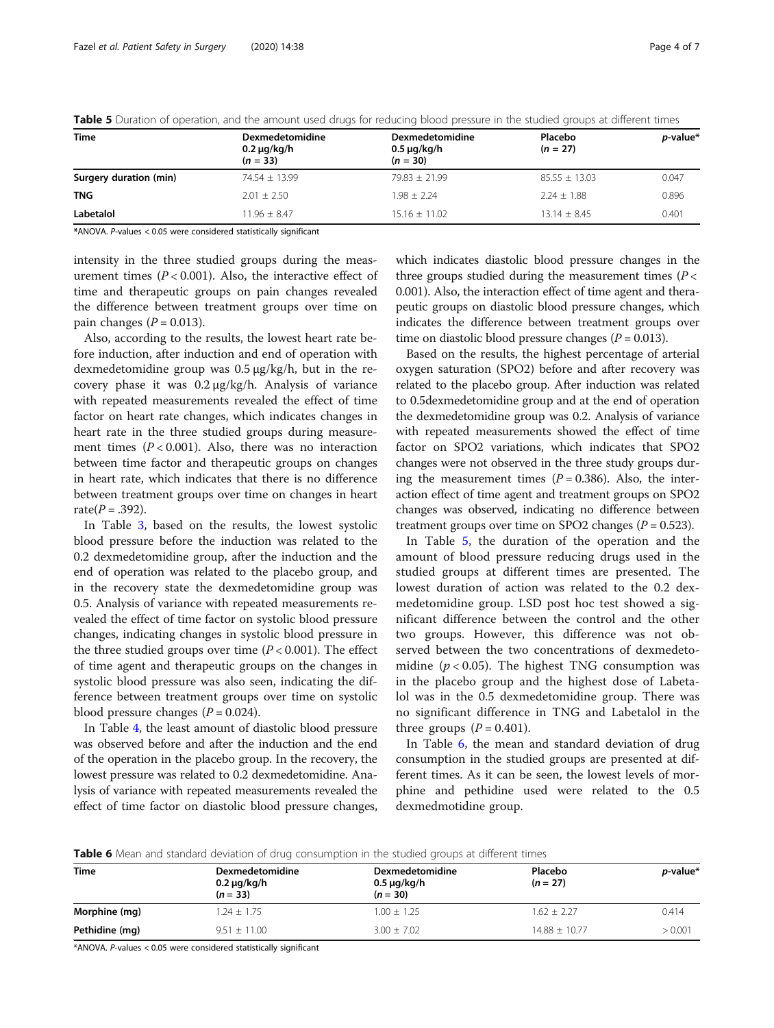**Table 5** Duration of operation, and the amount used drugs for reducing blood pressure in the studied groups at different times

| Time | Dexmedetomidine 0.2 μg/kg/h (*n* = 33) | Dexmedetomidine 0.5 μg/kg/h (*n* = 30) | Placebo (*n* = 27) | *p*-value* |
|---|---|---|---|---|
| **Surgery duration (min)** | 74.54 ± 13.99 | 79.83 ± 21.99 | 85.55 ± 13.03 | 0.047 |
| **TNG** | 2.01 ± 2.50 | 1.98 ± 2.24 | 2.24 ± 1.88 | 0.896 |
| **Labetalol** | 11.96 ± 8.47 | 15.16 ± 11.02 | 13.14 ± 8.45 | 0.401 |

*ANOVA. *P*-values < 0.05 were considered statistically significant

intensity in the three studied groups during the measurement times ($P < 0.001$). Also, the interactive effect of time and therapeutic groups on pain changes revealed the difference between treatment groups over time on pain changes ($P = 0.013$).

Also, according to the results, the lowest heart rate before induction, after induction and end of operation with dexmedetomidine group was 0.5 μg/kg/h, but in the recovery phase it was 0.2 μg/kg/h. Analysis of variance with repeated measurements revealed the effect of time factor on heart rate changes, which indicates changes in heart rate in the three studied groups during measurement times ($P < 0.001$). Also, there was no interaction between time factor and therapeutic groups on changes in heart rate, which indicates that there is no difference between treatment groups over time on changes in heart rate($P = .392$).

In Table 3, based on the results, the lowest systolic blood pressure before the induction was related to the 0.2 dexmedetomidine group, after the induction and the end of operation was related to the placebo group, and in the recovery state the dexmedetomidine group was 0.5. Analysis of variance with repeated measurements revealed the effect of time factor on systolic blood pressure changes, indicating changes in systolic blood pressure in the three studied groups over time ($P < 0.001$). The effect of time agent and therapeutic groups on the changes in systolic blood pressure was also seen, indicating the difference between treatment groups over time on systolic blood pressure changes ($P = 0.024$).

In Table 4, the least amount of diastolic blood pressure was observed before and after the induction and the end of the operation in the placebo group. In the recovery, the lowest pressure was related to 0.2 dexmedetomidine. Analysis of variance with repeated measurements revealed the effect of time factor on diastolic blood pressure changes, which indicates diastolic blood pressure changes in the three groups studied during the measurement times ($P < 0.001$). Also, the interaction effect of time agent and therapeutic groups on diastolic blood pressure changes, which indicates the difference between treatment groups over time on diastolic blood pressure changes ($P = 0.013$).

Based on the results, the highest percentage of arterial oxygen saturation (SPO2) before and after recovery was related to the placebo group. After induction was related to 0.5dexmedetomidine group and at the end of operation the dexmedetomidine group was 0.2. Analysis of variance with repeated measurements showed the effect of time factor on SPO2 variations, which indicates that SPO2 changes were not observed in the three study groups during the measurement times ($P = 0.386$). Also, the interaction effect of time agent and treatment groups on SPO2 changes was observed, indicating no difference between treatment groups over time on SPO2 changes ($P = 0.523$).

In Table 5, the duration of the operation and the amount of blood pressure reducing drugs used in the studied groups at different times are presented. The lowest duration of action was related to the 0.2 dexmedetomidine group. LSD post hoc test showed a significant difference between the control and the other two groups. However, this difference was not observed between the two concentrations of dexmedetomidine ($p < 0.05$). The highest TNG consumption was in the placebo group and the highest dose of Labetalol was in the 0.5 dexmedetomidine group. There was no significant difference in TNG and Labetalol in the three groups ($P = 0.401$).

In Table 6, the mean and standard deviation of drug consumption in the studied groups are presented at different times. As it can be seen, the lowest levels of morphine and pethidine used were related to the 0.5 dexmedmotidine group.

**Table 6** Mean and standard deviation of drug consumption in the studied groups at different times

| Time | Dexmedetomidine 0.2 μg/kg/h (*n* = 33) | Dexmedetomidine 0.5 μg/kg/h (*n* = 30) | Placebo (*n* = 27) | *p*-value* |
|---|---|---|---|---|
| **Morphine (mg)** | 1.24 ± 1.75 | 1.00 ± 1.25 | 1.62 ± 2.27 | 0.414 |
| **Pethidine (mg)** | 9.51 ± 11.00 | 3.00 ± 7.02 | 14.88 ± 10.77 | > 0.001 |

*ANOVA. *P*-values < 0.05 were considered statistically significant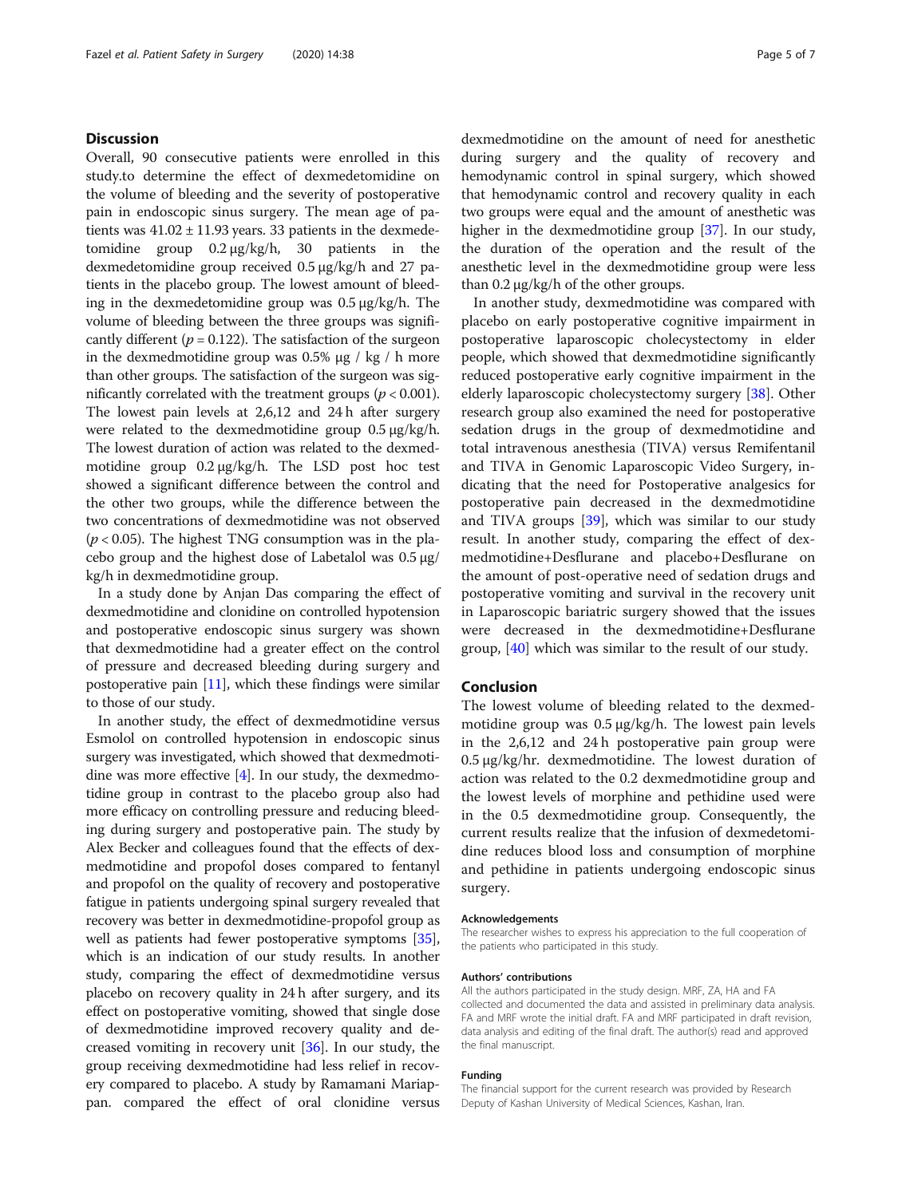## Discussion

Overall, 90 consecutive patients were enrolled in this study.to determine the effect of dexmedetomidine on the volume of bleeding and the severity of postoperative pain in endoscopic sinus surgery. The mean age of patients was $41.02 \pm 11.93$ years. 33 patients in the dexmedetomidine group 0.2 μg/kg/h, 30 patients in the dexmedetomidine group received 0.5 μg/kg/h and 27 patients in the placebo group. The lowest amount of bleeding in the dexmedetomidine group was 0.5 μg/kg/h. The volume of bleeding between the three groups was significantly different ($p = 0.122$). The satisfaction of the surgeon in the dexmedmotidine group was 0.5% μg / kg / h more than other groups. The satisfaction of the surgeon was significantly correlated with the treatment groups ($p < 0.001$). The lowest pain levels at 2,6,12 and 24 h after surgery were related to the dexmedmotidine group 0.5 μg/kg/h. The lowest duration of action was related to the dexmedmotidine group 0.2 μg/kg/h. The LSD post hoc test showed a significant difference between the control and the other two groups, while the difference between the two concentrations of dexmedmotidine was not observed ($p < 0.05$). The highest TNG consumption was in the placebo group and the highest dose of Labetalol was 0.5 μg/kg/h in dexmedmotidine group.

In a study done by Anjan Das comparing the effect of dexmedmotidine and clonidine on controlled hypotension and postoperative endoscopic sinus surgery was shown that dexmedmotidine had a greater effect on the control of pressure and decreased bleeding during surgery and postoperative pain [11], which these findings were similar to those of our study.

In another study, the effect of dexmedmotidine versus Esmolol on controlled hypotension in endoscopic sinus surgery was investigated, which showed that dexmedmotidine was more effective [4]. In our study, the dexmedmotidine group in contrast to the placebo group also had more efficacy on controlling pressure and reducing bleeding during surgery and postoperative pain. The study by Alex Becker and colleagues found that the effects of dexmedmotidine and propofol doses compared to fentanyl and propofol on the quality of recovery and postoperative fatigue in patients undergoing spinal surgery revealed that recovery was better in dexmedmotidine-propofol group as well as patients had fewer postoperative symptoms [35], which is an indication of our study results. In another study, comparing the effect of dexmedmotidine versus placebo on recovery quality in 24 h after surgery, and its effect on postoperative vomiting, showed that single dose of dexmedmotidine improved recovery quality and decreased vomiting in recovery unit [36]. In our study, the group receiving dexmedmotidine had less relief in recovery compared to placebo. A study by Ramamani Mariappan. compared the effect of oral clonidine versus dexmedmotidine on the amount of need for anesthetic during surgery and the quality of recovery and hemodynamic control in spinal surgery, which showed that hemodynamic control and recovery quality in each two groups were equal and the amount of anesthetic was higher in the dexmedmotidine group [37]. In our study, the duration of the operation and the result of the anesthetic level in the dexmedmotidine group were less than 0.2 μg/kg/h of the other groups.

In another study, dexmedmotidine was compared with placebo on early postoperative cognitive impairment in postoperative laparoscopic cholecystectomy in elder people, which showed that dexmedmotidine significantly reduced postoperative early cognitive impairment in the elderly laparoscopic cholecystectomy surgery [38]. Other research group also examined the need for postoperative sedation drugs in the group of dexmedmotidine and total intravenous anesthesia (TIVA) versus Remifentanil and TIVA in Genomic Laparoscopic Video Surgery, indicating that the need for Postoperative analgesics for postoperative pain decreased in the dexmedmotidine and TIVA groups [39], which was similar to our study result. In another study, comparing the effect of dexmedmotidine+Desflurane and placebo+Desflurane on the amount of post-operative need of sedation drugs and postoperative vomiting and survival in the recovery unit in Laparoscopic bariatric surgery showed that the issues were decreased in the dexmedmotidine+Desflurane group, [40] which was similar to the result of our study.

## Conclusion

The lowest volume of bleeding related to the dexmedmotidine group was 0.5 μg/kg/h. The lowest pain levels in the 2,6,12 and 24 h postoperative pain group were 0.5 μg/kg/hr. dexmedmotidine. The lowest duration of action was related to the 0.2 dexmedmotidine group and the lowest levels of morphine and pethidine used were in the 0.5 dexmedmotidine group. Consequently, the current results realize that the infusion of dexmedetomidine reduces blood loss and consumption of morphine and pethidine in patients undergoing endoscopic sinus surgery.

#### Acknowledgements

The researcher wishes to express his appreciation to the full cooperation of the patients who participated in this study.

#### Authors' contributions

All the authors participated in the study design. MRF, ZA, HA and FA collected and documented the data and assisted in preliminary data analysis. FA and MRF wrote the initial draft. FA and MRF participated in draft revision, data analysis and editing of the final draft. The author(s) read and approved the final manuscript.

#### Funding

The financial support for the current research was provided by Research Deputy of Kashan University of Medical Sciences, Kashan, Iran.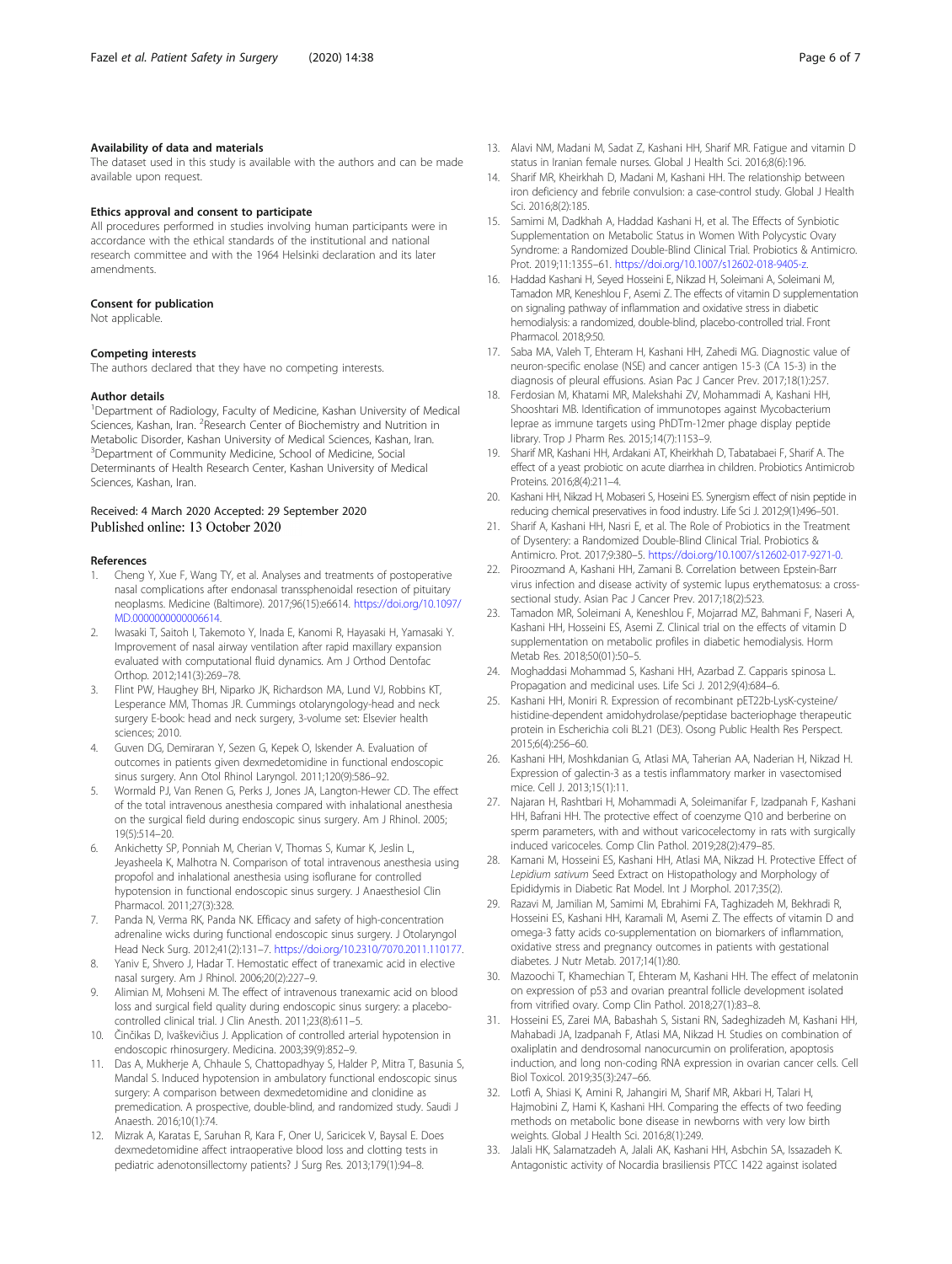### Availability of data and materials

The dataset used in this study is available with the authors and can be made available upon request.

### Ethics approval and consent to participate

All procedures performed in studies involving human participants were in accordance with the ethical standards of the institutional and national research committee and with the 1964 Helsinki declaration and its later amendments.

### Consent for publication

Not applicable.

### Competing interests

The authors declared that they have no competing interests.

### Author details

[1]Department of Radiology, Faculty of Medicine, Kashan University of Medical Sciences, Kashan, Iran. [2]Research Center of Biochemistry and Nutrition in Metabolic Disorder, Kashan University of Medical Sciences, Kashan, Iran. [3]Department of Community Medicine, School of Medicine, Social Determinants of Health Research Center, Kashan University of Medical Sciences, Kashan, Iran.

Received: 4 March 2020 Accepted: 29 September 2020
Published online: 13 October 2020

### References

1. Cheng Y, Xue F, Wang TY, et al. Analyses and treatments of postoperative nasal complications after endonasal transsphenoidal resection of pituitary neoplasms. Medicine (Baltimore). 2017;96(15):e6614. https://doi.org/10.1097/MD.0000000000006614.
2. Iwasaki T, Saitoh I, Takemoto Y, Inada E, Kanomi R, Hayasaki H, Yamasaki Y. Improvement of nasal airway ventilation after rapid maxillary expansion evaluated with computational fluid dynamics. Am J Orthod Dentofac Orthop. 2012;141(3):269–78.
3. Flint PW, Haughey BH, Niparko JK, Richardson MA, Lund VJ, Robbins KT, Lesperance MM, Thomas JR. Cummings otolaryngology-head and neck surgery E-book: head and neck surgery, 3-volume set: Elsevier health sciences; 2010.
4. Guven DG, Demiraran Y, Sezen G, Kepek O, Iskender A. Evaluation of outcomes in patients given dexmedetomidine in functional endoscopic sinus surgery. Ann Otol Rhinol Laryngol. 2011;120(9):586–92.
5. Wormald PJ, Van Renen G, Perks J, Jones JA, Langton-Hewer CD. The effect of the total intravenous anesthesia compared with inhalational anesthesia on the surgical field during endoscopic sinus surgery. Am J Rhinol. 2005; 19(5):514–20.
6. Ankichetty SP, Ponniah M, Cherian V, Thomas S, Kumar K, Jeslin L, Jeyasheela K, Malhotra N. Comparison of total intravenous anesthesia using propofol and inhalational anesthesia using isoflurane for controlled hypotension in functional endoscopic sinus surgery. J Anaesthesiol Clin Pharmacol. 2011;27(3):328.
7. Panda N, Verma RK, Panda NK. Efficacy and safety of high-concentration adrenaline wicks during functional endoscopic sinus surgery. J Otolaryngol Head Neck Surg. 2012;41(2):131–7. https://doi.org/10.2310/7070.2011.110177.
8. Yaniv E, Shvero J, Hadar T. Hemostatic effect of tranexamic acid in elective nasal surgery. Am J Rhinol. 2006;20(2):227–9.
9. Alimian M, Mohseni M. The effect of intravenous tranexamic acid on blood loss and surgical field quality during endoscopic sinus surgery: a placebo-controlled clinical trial. J Clin Anesth. 2011;23(8):611–5.
10. Činčikas D, Ivaškevičius J. Application of controlled arterial hypotension in endoscopic rhinosurgery. Medicina. 2003;39(9):852–9.
11. Das A, Mukherje A, Chhaule S, Chattopadhyay S, Halder P, Mitra T, Basunia S, Mandal S. Induced hypotension in ambulatory functional endoscopic sinus surgery: A comparison between dexmedetomidine and clonidine as premedication. A prospective, double-blind, and randomized study. Saudi J Anaesth. 2016;10(1):74.
12. Mizrak A, Karatas E, Saruhan R, Kara F, Oner U, Saricicek V, Baysal E. Does dexmedetomidine affect intraoperative blood loss and clotting tests in pediatric adenotonsillectomy patients? J Surg Res. 2013;179(1):94–8.
13. Alavi NM, Madani M, Sadat Z, Kashani HH, Sharif MR. Fatigue and vitamin D status in Iranian female nurses. Global J Health Sci. 2016;8(6):196.
14. Sharif MR, Kheirkhah D, Madani M, Kashani HH. The relationship between iron deficiency and febrile convulsion: a case-control study. Global J Health Sci. 2016;8(2):185.
15. Samimi M, Dadkhah A, Haddad Kashani H, et al. The Effects of Synbiotic Supplementation on Metabolic Status in Women With Polycystic Ovary Syndrome: a Randomized Double-Blind Clinical Trial. Probiotics & Antimicro. Prot. 2019;11:1355–61. https://doi.org/10.1007/s12602-018-9405-z.
16. Haddad Kashani H, Seyed Hosseini E, Nikzad H, Soleimani A, Soleimani M, Tamadon MR, Keneshlou F, Asemi Z. The effects of vitamin D supplementation on signaling pathway of inflammation and oxidative stress in diabetic hemodialysis: a randomized, double-blind, placebo-controlled trial. Front Pharmacol. 2018;9:50.
17. Saba MA, Valeh T, Ehteram H, Kashani HH, Zahedi MG. Diagnostic value of neuron-specific enolase (NSE) and cancer antigen 15-3 (CA 15-3) in the diagnosis of pleural effusions. Asian Pac J Cancer Prev. 2017;18(1):257.
18. Ferdosian M, Khatami MR, Malekshahi ZV, Mohammadi A, Kashani HH, Shooshtari MB. Identification of immunotopes against Mycobacterium leprae as immune targets using PhDTm-12mer phage display peptide library. Trop J Pharm Res. 2015;14(7):1153–9.
19. Sharif MR, Kashani HH, Ardakani AT, Kheirkhah D, Tabatabaei F, Sharif A. The effect of a yeast probiotic on acute diarrhea in children. Probiotics Antimicrob Proteins. 2016;8(4):211–4.
20. Kashani HH, Nikzad H, Mobaseri S, Hoseini ES. Synergism effect of nisin peptide in reducing chemical preservatives in food industry. Life Sci J. 2012;9(1):496–501.
21. Sharif A, Kashani HH, Nasri E, et al. The Role of Probiotics in the Treatment of Dysentery: a Randomized Double-Blind Clinical Trial. Probiotics & Antimicro. Prot. 2017;9:380–5. https://doi.org/10.1007/s12602-017-9271-0.
22. Piroozmand A, Kashani HH, Zamani B. Correlation between Epstein-Barr virus infection and disease activity of systemic lupus erythematosus: a cross-sectional study. Asian Pac J Cancer Prev. 2017;18(2):523.
23. Tamadon MR, Soleimani A, Keneshlou F, Mojarrad MZ, Bahmani F, Naseri A, Kashani HH, Hosseini ES, Asemi Z. Clinical trial on the effects of vitamin D supplementation on metabolic profiles in diabetic hemodialysis. Horm Metab Res. 2018;50(01):50–5.
24. Moghaddasi Mohammad S, Kashani HH, Azarbad Z. Capparis spinosa L. Propagation and medicinal uses. Life Sci J. 2012;9(4):684–6.
25. Kashani HH, Moniri R. Expression of recombinant pET22b-LysK-cysteine/histidine-dependent amidohydrolase/peptidase bacteriophage therapeutic protein in Escherichia coli BL21 (DE3). Osong Public Health Res Perspect. 2015;6(4):256–60.
26. Kashani HH, Moshkdanian G, Atlasi MA, Taherian AA, Naderian H, Nikzad H. Expression of galectin-3 as a testis inflammatory marker in vasectomised mice. Cell J. 2013;15(1):11.
27. Najaran H, Rashtbari H, Mohammadi A, Soleimanifar F, Izadpanah F, Kashani HH, Bafrani HH. The protective effect of coenzyme Q10 and berberine on sperm parameters, with and without varicocelectomy in rats with surgically induced varicoceles. Comp Clin Pathol. 2019;28(2):479–85.
28. Kamani M, Hosseini ES, Kashani HH, Atlasi MA, Nikzad H. Protective Effect of *Lepidium sativum* Seed Extract on Histopathology and Morphology of Epididymis in Diabetic Rat Model. Int J Morphol. 2017;35(2).
29. Razavi M, Jamilian M, Samimi M, Ebrahimi FA, Taghizadeh M, Bekhradi R, Hosseini ES, Kashani HH, Karamali M, Asemi Z. The effects of vitamin D and omega-3 fatty acids co-supplementation on biomarkers of inflammation, oxidative stress and pregnancy outcomes in patients with gestational diabetes. J Nutr Metab. 2017;14(1):80.
30. Mazoochi T, Khamechian T, Ehteram M, Kashani HH. The effect of melatonin on expression of p53 and ovarian preantral follicle development isolated from vitrified ovary. Comp Clin Pathol. 2018;27(1):83–8.
31. Hosseini ES, Zarei MA, Babashah S, Sistani RN, Sadeghizadeh M, Kashani HH, Mahabadi JA, Izadpanah F, Atlasi MA, Nikzad H. Studies on combination of oxaliplatin and dendrosomal nanocurcumin on proliferation, apoptosis induction, and long non-coding RNA expression in ovarian cancer cells. Cell Biol Toxicol. 2019;35(3):247–66.
32. Lotfi A, Shiasi K, Amini R, Jahangiri M, Sharif MR, Akbari H, Talari H, Hajmobini Z, Hami K, Kashani HH. Comparing the effects of two feeding methods on metabolic bone disease in newborns with very low birth weights. Global J Health Sci. 2016;8(1):249.
33. Jalali HK, Salamatzadeh A, Jalali AK, Kashani HH, Asbchin SA, Issazadeh K. Antagonistic activity of Nocardia brasiliensis PTCC 1422 against isolated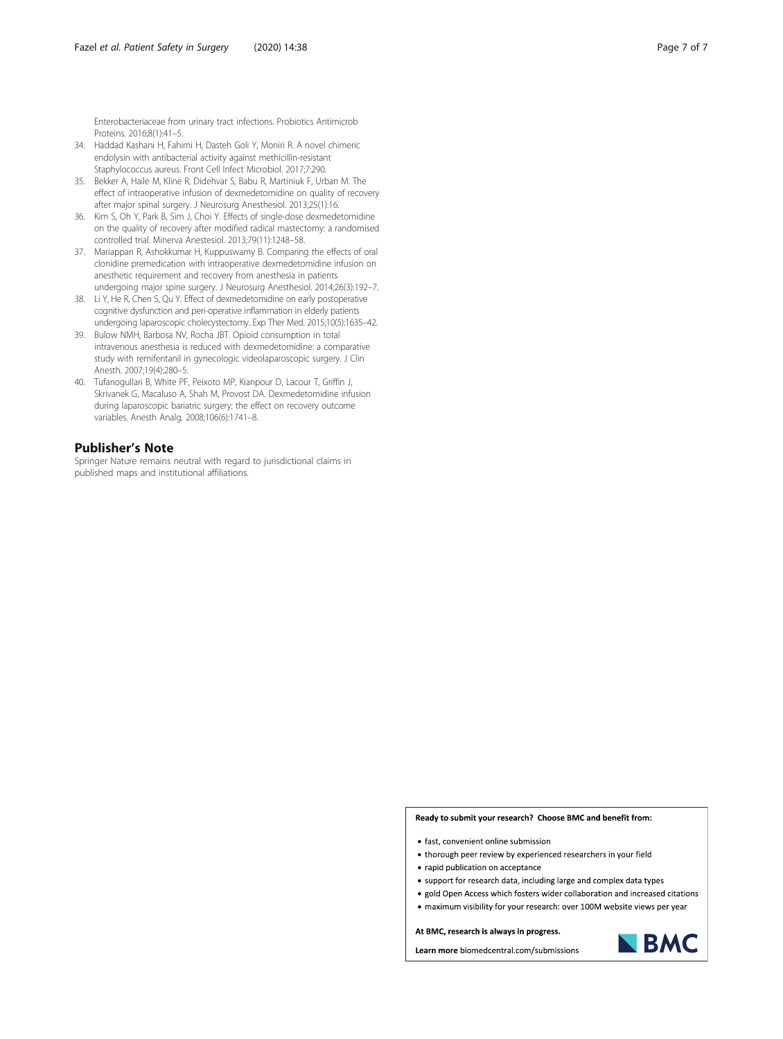Enterobacteriaceae from urinary tract infections. Probiotics Antimicrob Proteins. 2016;8(1):41–5.

34. Haddad Kashani H, Fahimi H, Dasteh Goli Y, Moniri R. A novel chimeric endolysin with antibacterial activity against methicillin-resistant Staphylococcus aureus. Front Cell Infect Microbiol. 2017;7:290.
35. Bekker A, Haile M, Kline R, Didehvar S, Babu R, Martiniuk F, Urban M. The effect of intraoperative infusion of dexmedetomidine on quality of recovery after major spinal surgery. J Neurosurg Anesthesiol. 2013;25(1):16.
36. Kim S, Oh Y, Park B, Sim J, Choi Y. Effects of single-dose dexmedetomidine on the quality of recovery after modified radical mastectomy: a randomised controlled trial. Minerva Anestesiol. 2013;79(11):1248–58.
37. Mariappan R, Ashokkumar H, Kuppuswamy B. Comparing the effects of oral clonidine premedication with intraoperative dexmedetomidine infusion on anesthetic requirement and recovery from anesthesia in patients undergoing major spine surgery. J Neurosurg Anesthesiol. 2014;26(3):192–7.
38. Li Y, He R, Chen S, Qu Y. Effect of dexmedetomidine on early postoperative cognitive dysfunction and peri-operative inflammation in elderly patients undergoing laparoscopic cholecystectomy. Exp Ther Med. 2015;10(5):1635–42.
39. Bulow NMH, Barbosa NV, Rocha JBT. Opioid consumption in total intravenous anesthesia is reduced with dexmedetomidine: a comparative study with remifentanil in gynecologic videolaparoscopic surgery. J Clin Anesth. 2007;19(4):280–5.
40. Tufanogullari B, White PF, Peixoto MP, Kianpour D, Lacour T, Griffin J, Skrivanek G, Macaluso A, Shah M, Provost DA. Dexmedetomidine infusion during laparoscopic bariatric surgery: the effect on recovery outcome variables. Anesth Analg. 2008;106(6):1741–8.

## Publisher's Note

Springer Nature remains neutral with regard to jurisdictional claims in published maps and institutional affiliations.

**Ready to submit your research? Choose BMC and benefit from:**

- fast, convenient online submission
- thorough peer review by experienced researchers in your field
- rapid publication on acceptance
- support for research data, including large and complex data types
- gold Open Access which fosters wider collaboration and increased citations
- maximum visibility for your research: over 100M website views per year

**At BMC, research is always in progress.**

**Learn more** biomedcentral.com/submissions

BMC